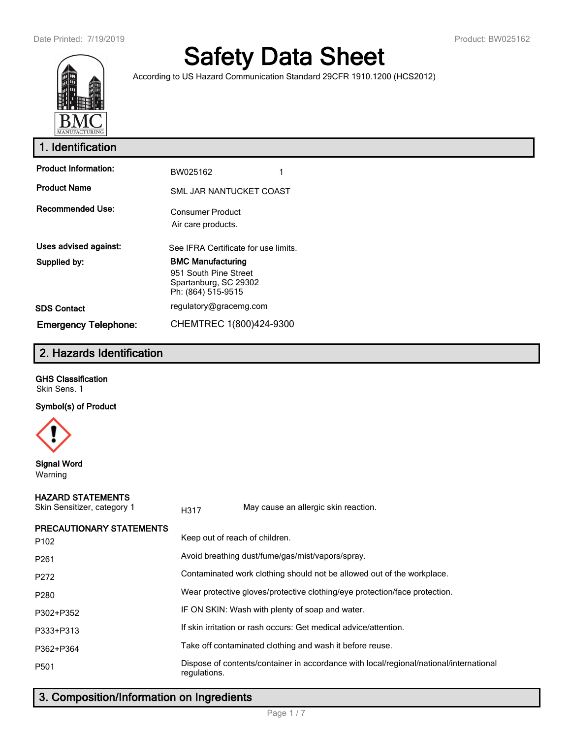# Safety Data Sheet

According to US Hazard Communication Standard 29CFR 1910.1200 (HCS2012)

## 1. Identification

| | |
|---|---|
| **Product Information:** | BW025162 1 |
| **Product Name** | SML JAR NANTUCKET COAST |
| **Recommended Use:** | Consumer Product<br>Air care products. |
| **Uses advised against:** | See IFRA Certificate for use limits. |
| **Supplied by:** | **BMC Manufacturing**<br>951 South Pine Street<br>Spartanburg, SC 29302<br>Ph: (864) 515-9515 |
| **SDS Contact** | regulatory@gracemg.com |
| **Emergency Telephone:** | CHEMTREC 1(800)424-9300 |

## 2. Hazards Identification

**GHS Classification**
Skin Sens. 1

**Symbol(s) of Product**

**Signal Word**
Warning

**HAZARD STATEMENTS**

| | | |
|---|---|---|
| Skin Sensitizer, category 1 | H317 | May cause an allergic skin reaction. |

**PRECAUTIONARY STATEMENTS**

| | |
|---|---|
| P102 | Keep out of reach of children. |
| P261 | Avoid breathing dust/fume/gas/mist/vapors/spray. |
| P272 | Contaminated work clothing should not be allowed out of the workplace. |
| P280 | Wear protective gloves/protective clothing/eye protection/face protection. |
| P302+P352 | IF ON SKIN: Wash with plenty of soap and water. |
| P333+P313 | If skin irritation or rash occurs: Get medical advice/attention. |
| P362+P364 | Take off contaminated clothing and wash it before reuse. |
| P501 | Dispose of contents/container in accordance with local/regional/national/international regulations. |

## 3. Composition/Information on Ingredients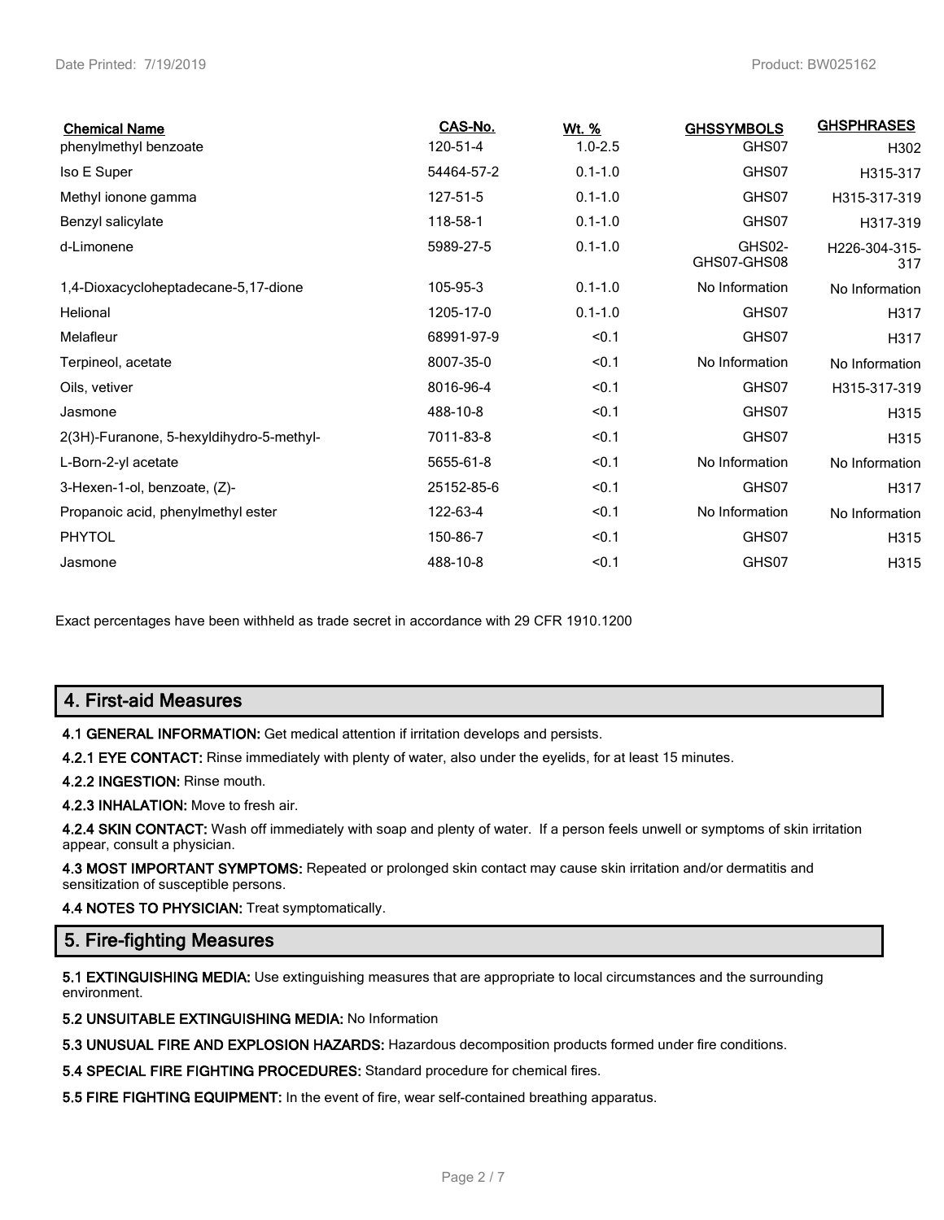| Chemical Name | CAS-No. | Wt. % | GHSSYMBOLS | GHSPHRASES |
| --- | --- | --- | --- | --- |
| phenylmethyl benzoate | 120-51-4 | 1.0-2.5 | GHS07 | H302 |
| Iso E Super | 54464-57-2 | 0.1-1.0 | GHS07 | H315-317 |
| Methyl ionone gamma | 127-51-5 | 0.1-1.0 | GHS07 | H315-317-319 |
| Benzyl salicylate | 118-58-1 | 0.1-1.0 | GHS07 | H317-319 |
| d-Limonene | 5989-27-5 | 0.1-1.0 | GHS02-GHS07-GHS08 | H226-304-315-317 |
| 1,4-Dioxacycloheptadecane-5,17-dione | 105-95-3 | 0.1-1.0 | No Information | No Information |
| Helional | 1205-17-0 | 0.1-1.0 | GHS07 | H317 |
| Melafleur | 68991-97-9 | <0.1 | GHS07 | H317 |
| Terpineol, acetate | 8007-35-0 | <0.1 | No Information | No Information |
| Oils, vetiver | 8016-96-4 | <0.1 | GHS07 | H315-317-319 |
| Jasmone | 488-10-8 | <0.1 | GHS07 | H315 |
| 2(3H)-Furanone, 5-hexyldihydro-5-methyl- | 7011-83-8 | <0.1 | GHS07 | H315 |
| L-Born-2-yl acetate | 5655-61-8 | <0.1 | No Information | No Information |
| 3-Hexen-1-ol, benzoate, (Z)- | 25152-85-6 | <0.1 | GHS07 | H317 |
| Propanoic acid, phenylmethyl ester | 122-63-4 | <0.1 | No Information | No Information |
| PHYTOL | 150-86-7 | <0.1 | GHS07 | H315 |
| Jasmone | 488-10-8 | <0.1 | GHS07 | H315 |

Exact percentages have been withheld as trade secret in accordance with 29 CFR 1910.1200

## 4. First-aid Measures

**4.1 GENERAL INFORMATION:** Get medical attention if irritation develops and persists.

**4.2.1 EYE CONTACT:** Rinse immediately with plenty of water, also under the eyelids, for at least 15 minutes.

**4.2.2 INGESTION:** Rinse mouth.

**4.2.3 INHALATION:** Move to fresh air.

**4.2.4 SKIN CONTACT:** Wash off immediately with soap and plenty of water. If a person feels unwell or symptoms of skin irritation appear, consult a physician.

**4.3 MOST IMPORTANT SYMPTOMS:** Repeated or prolonged skin contact may cause skin irritation and/or dermatitis and sensitization of susceptible persons.

**4.4 NOTES TO PHYSICIAN:** Treat symptomatically.

## 5. Fire-fighting Measures

**5.1 EXTINGUISHING MEDIA:** Use extinguishing measures that are appropriate to local circumstances and the surrounding environment.

**5.2 UNSUITABLE EXTINGUISHING MEDIA:** No Information

**5.3 UNUSUAL FIRE AND EXPLOSION HAZARDS:** Hazardous decomposition products formed under fire conditions.

**5.4 SPECIAL FIRE FIGHTING PROCEDURES:** Standard procedure for chemical fires.

**5.5 FIRE FIGHTING EQUIPMENT:** In the event of fire, wear self-contained breathing apparatus.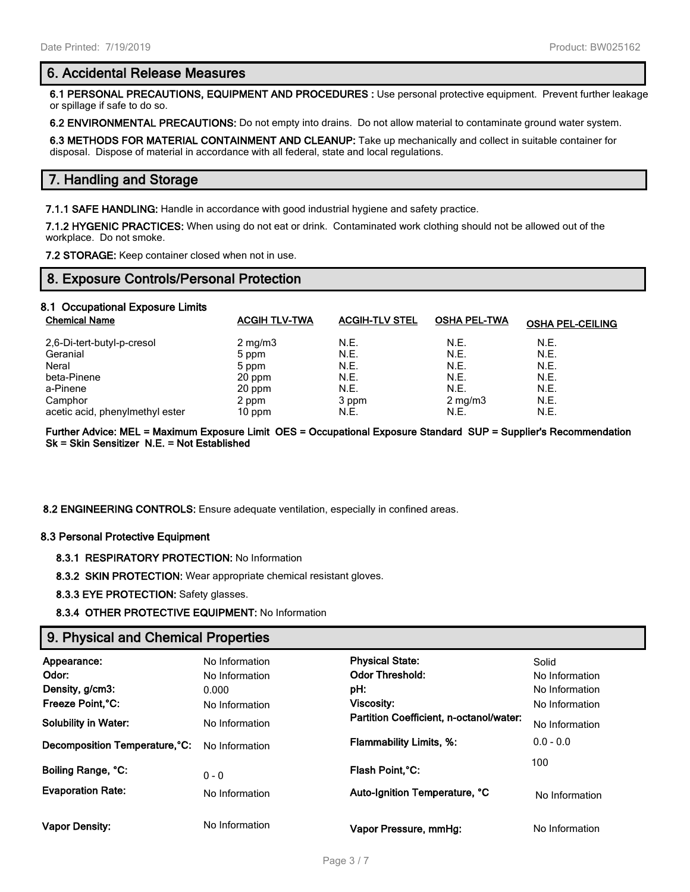## 6. Accidental Release Measures

**6.1 PERSONAL PRECAUTIONS, EQUIPMENT AND PROCEDURES :** Use personal protective equipment. Prevent further leakage or spillage if safe to do so.

**6.2 ENVIRONMENTAL PRECAUTIONS:** Do not empty into drains. Do not allow material to contaminate ground water system.

**6.3 METHODS FOR MATERIAL CONTAINMENT AND CLEANUP:** Take up mechanically and collect in suitable container for disposal. Dispose of material in accordance with all federal, state and local regulations.

## 7. Handling and Storage

**7.1.1 SAFE HANDLING:** Handle in accordance with good industrial hygiene and safety practice.

**7.1.2 HYGENIC PRACTICES:** When using do not eat or drink. Contaminated work clothing should not be allowed out of the workplace. Do not smoke.

**7.2 STORAGE:** Keep container closed when not in use.

## 8. Exposure Controls/Personal Protection

### 8.1 Occupational Exposure Limits

| Chemical Name | ACGIH TLV-TWA | ACGIH-TLV STEL | OSHA PEL-TWA | OSHA PEL-CEILING |
|---|---|---|---|---|
| 2,6-Di-tert-butyl-p-cresol | 2 mg/m3 | N.E. | N.E. | N.E. |
| Geranial | 5 ppm | N.E. | N.E. | N.E. |
| Neral | 5 ppm | N.E. | N.E. | N.E. |
| beta-Pinene | 20 ppm | N.E. | N.E. | N.E. |
| a-Pinene | 20 ppm | N.E. | N.E. | N.E. |
| Camphor | 2 ppm | 3 ppm | 2 mg/m3 | N.E. |
| acetic acid, phenylmethyl ester | 10 ppm | N.E. | N.E. | N.E. |

**Further Advice: MEL = Maximum Exposure Limit OES = Occupational Exposure Standard SUP = Supplier's Recommendation Sk = Skin Sensitizer N.E. = Not Established**

**8.2 ENGINEERING CONTROLS:** Ensure adequate ventilation, especially in confined areas.

### 8.3 Personal Protective Equipment

**8.3.1 RESPIRATORY PROTECTION:** No Information

**8.3.2 SKIN PROTECTION:** Wear appropriate chemical resistant gloves.

**8.3.3 EYE PROTECTION:** Safety glasses.

**8.3.4 OTHER PROTECTIVE EQUIPMENT:** No Information

## 9. Physical and Chemical Properties

| Property | Value | Property | Value |
|---|---|---|---|
| **Appearance:** | No Information | **Physical State:** | Solid |
| **Odor:** | No Information | **Odor Threshold:** | No Information |
| **Density, g/cm3:** | 0.000 | **pH:** | No Information |
| **Freeze Point,°C:** | No Information | **Viscosity:** | No Information |
| **Solubility in Water:** | No Information | **Partition Coefficient, n-octanol/water:** | No Information |
| **Decomposition Temperature,°C:** | No Information | **Flammability Limits, %:** | 0.0 - 0.0 |
| **Boiling Range, °C:** | 0 - 0 | **Flash Point,°C:** | 100 |
| **Evaporation Rate:** | No Information | **Auto-Ignition Temperature, °C** | No Information |
| **Vapor Density:** | No Information | **Vapor Pressure, mmHg:** | No Information |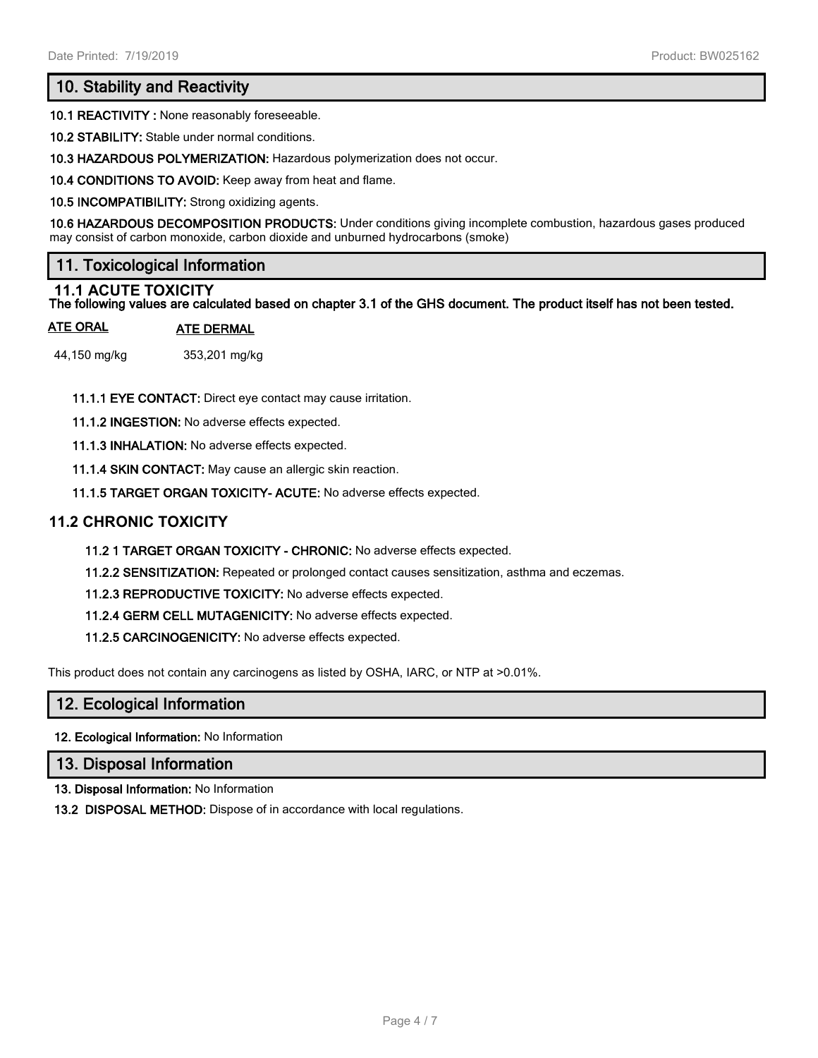## 10. Stability and Reactivity

**10.1 REACTIVITY :** None reasonably foreseeable.

**10.2 STABILITY:** Stable under normal conditions.

**10.3 HAZARDOUS POLYMERIZATION:** Hazardous polymerization does not occur.

**10.4 CONDITIONS TO AVOID:** Keep away from heat and flame.

**10.5 INCOMPATIBILITY:** Strong oxidizing agents.

**10.6 HAZARDOUS DECOMPOSITION PRODUCTS:** Under conditions giving incomplete combustion, hazardous gases produced may consist of carbon monoxide, carbon dioxide and unburned hydrocarbons (smoke)

## 11. Toxicological Information

### 11.1 ACUTE TOXICITY

**The following values are calculated based on chapter 3.1 of the GHS document. The product itself has not been tested.**

| ATE ORAL | ATE DERMAL |
|---|---|
| 44,150 mg/kg | 353,201 mg/kg |

**11.1.1 EYE CONTACT:** Direct eye contact may cause irritation.

**11.1.2 INGESTION:** No adverse effects expected.

**11.1.3 INHALATION:** No adverse effects expected.

**11.1.4 SKIN CONTACT:** May cause an allergic skin reaction.

**11.1.5 TARGET ORGAN TOXICITY- ACUTE:** No adverse effects expected.

### 11.2 CHRONIC TOXICITY

**11.2 1 TARGET ORGAN TOXICITY - CHRONIC:** No adverse effects expected.

**11.2.2 SENSITIZATION:** Repeated or prolonged contact causes sensitization, asthma and eczemas.

**11.2.3 REPRODUCTIVE TOXICITY:** No adverse effects expected.

**11.2.4 GERM CELL MUTAGENICITY:** No adverse effects expected.

**11.2.5 CARCINOGENICITY:** No adverse effects expected.

This product does not contain any carcinogens as listed by OSHA, IARC, or NTP at >0.01%.

## 12. Ecological Information

**12. Ecological Information:** No Information

## 13. Disposal Information

**13. Disposal Information:** No Information

**13.2 DISPOSAL METHOD:** Dispose of in accordance with local regulations.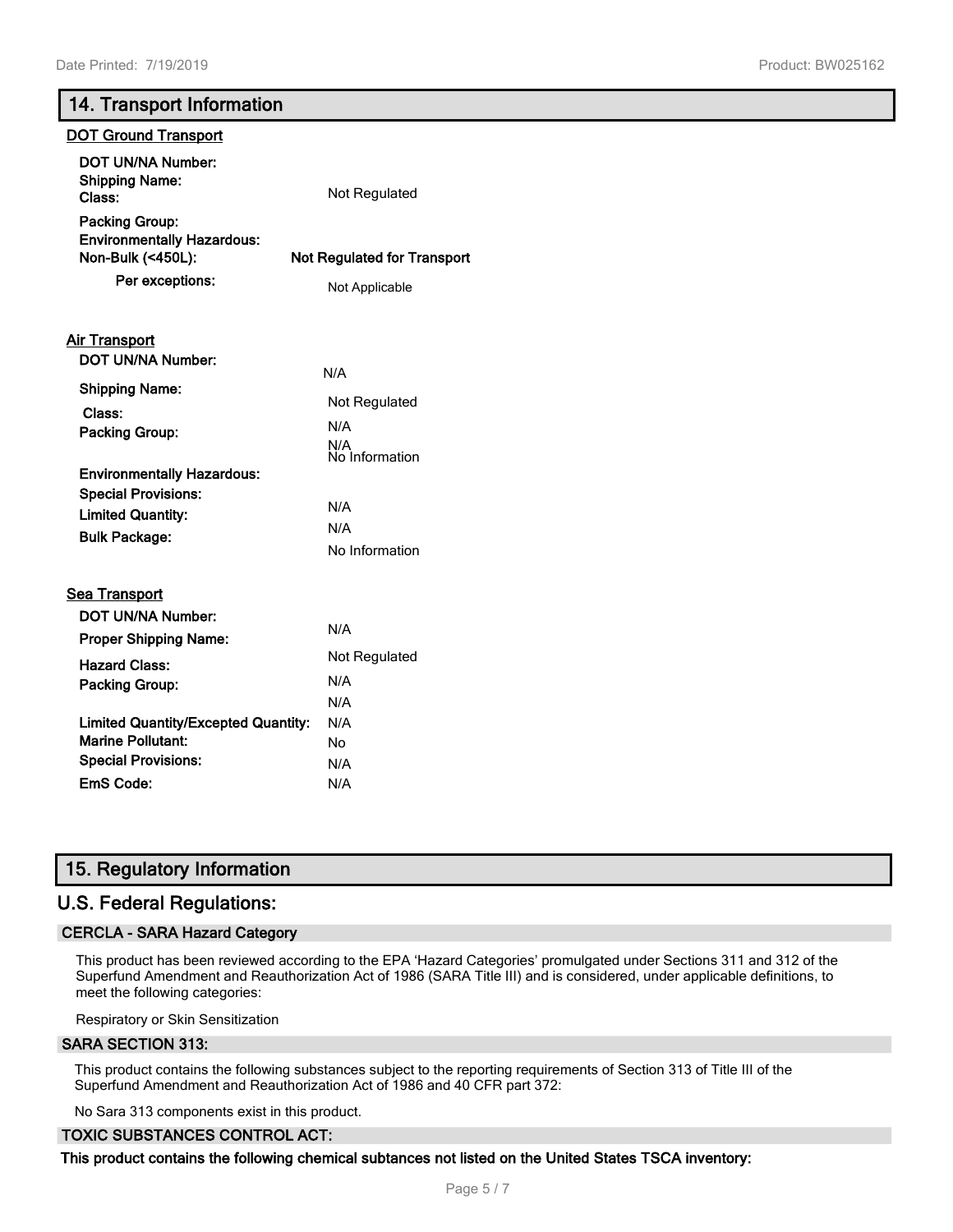## 14. Transport Information

### DOT Ground Transport

| | |
|---|---|
| **DOT UN/NA Number:** | |
| **Shipping Name:** | |
| **Class:** | Not Regulated |
| **Packing Group:** | |
| **Environmentally Hazardous:** | |
| **Non-Bulk (<450L):** | **Not Regulated for Transport** |
| **Per exceptions:** | Not Applicable |

### Air Transport

| | |
|---|---|
| **DOT UN/NA Number:** | N/A |
| **Shipping Name:** | Not Regulated |
| **Class:** | N/A |
| **Packing Group:** | N/A |
| **Environmentally Hazardous:** | No Information |
| **Special Provisions:** | N/A |
| **Limited Quantity:** | N/A |
| **Bulk Package:** | No Information |

### Sea Transport

| | |
|---|---|
| **DOT UN/NA Number:** | N/A |
| **Proper Shipping Name:** | Not Regulated |
| **Hazard Class:** | N/A |
| **Packing Group:** | N/A |
| **Limited Quantity/Excepted Quantity:** | N/A |
| **Marine Pollutant:** | No |
| **Special Provisions:** | N/A |
| **EmS Code:** | N/A |

## 15. Regulatory Information

## U.S. Federal Regulations:

### CERCLA - SARA Hazard Category

This product has been reviewed according to the EPA 'Hazard Categories' promulgated under Sections 311 and 312 of the Superfund Amendment and Reauthorization Act of 1986 (SARA Title III) and is considered, under applicable definitions, to meet the following categories:

Respiratory or Skin Sensitization

### SARA SECTION 313:

This product contains the following substances subject to the reporting requirements of Section 313 of Title III of the Superfund Amendment and Reauthorization Act of 1986 and 40 CFR part 372:

No Sara 313 components exist in this product.

### TOXIC SUBSTANCES CONTROL ACT:

**This product contains the following chemical subtances not listed on the United States TSCA inventory:**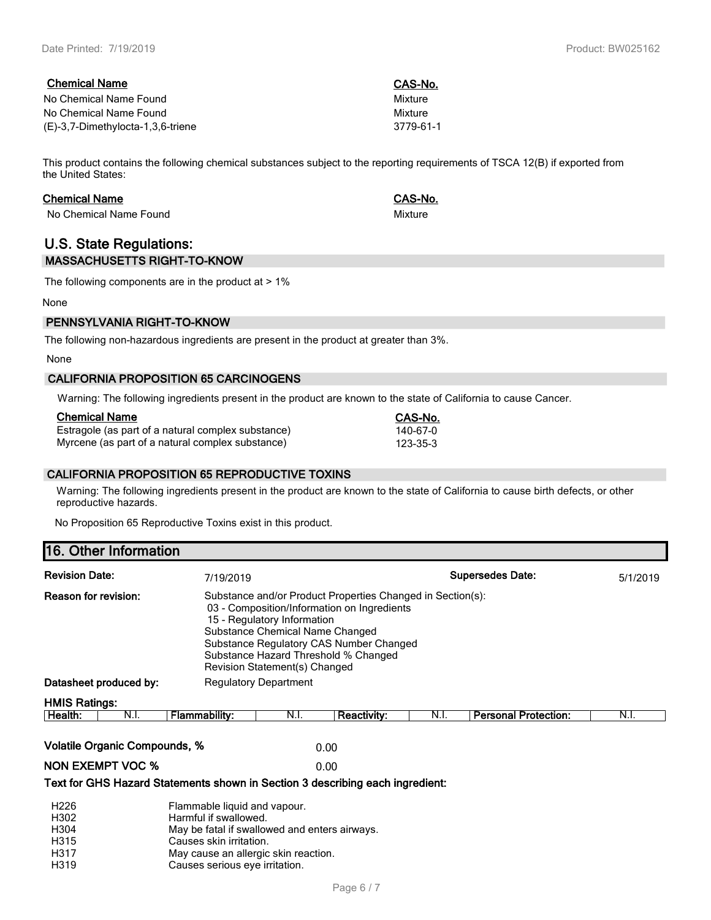| Chemical Name | CAS-No. |
| --- | --- |
| No Chemical Name Found | Mixture |
| No Chemical Name Found | Mixture |
| (E)-3,7-Dimethylocta-1,3,6-triene | 3779-61-1 |

This product contains the following chemical substances subject to the reporting requirements of TSCA 12(B) if exported from the United States:

| Chemical Name | CAS-No. |
| --- | --- |
| No Chemical Name Found | Mixture |

## U.S. State Regulations:

### MASSACHUSETTS RIGHT-TO-KNOW

The following components are in the product at > 1%

None

### PENNSYLVANIA RIGHT-TO-KNOW

The following non-hazardous ingredients are present in the product at greater than 3%.

None

### CALIFORNIA PROPOSITION 65 CARCINOGENS

Warning: The following ingredients present in the product are known to the state of California to cause Cancer.

| Chemical Name | CAS-No. |
| --- | --- |
| Estragole (as part of a natural complex substance) | 140-67-0 |
| Myrcene (as part of a natural complex substance) | 123-35-3 |

### CALIFORNIA PROPOSITION 65 REPRODUCTIVE TOXINS

Warning: The following ingredients present in the product are known to the state of California to cause birth defects, or other reproductive hazards.

No Proposition 65 Reproductive Toxins exist in this product.

## 16. Other Information

**Revision Date:** 7/19/2019 **Supersedes Date:** 5/1/2019

**Reason for revision:** Substance and/or Product Properties Changed in Section(s):
03 - Composition/Information on Ingredients
15 - Regulatory Information
Substance Chemical Name Changed
Substance Regulatory CAS Number Changed
Substance Hazard Threshold % Changed
Revision Statement(s) Changed

**Datasheet produced by:** Regulatory Department

**HMIS Ratings:**

| Health: | N.I. | Flammability: | N.I. | Reactivity: | N.I. | Personal Protection: | N.I. |
| --- | --- | --- | --- | --- | --- | --- | --- |

**Volatile Organic Compounds, %** 0.00

**NON EXEMPT VOC %** 0.00

**Text for GHS Hazard Statements shown in Section 3 describing each ingredient:**

| | |
| --- | --- |
| H226 | Flammable liquid and vapour. |
| H302 | Harmful if swallowed. |
| H304 | May be fatal if swallowed and enters airways. |
| H315 | Causes skin irritation. |
| H317 | May cause an allergic skin reaction. |
| H319 | Causes serious eye irritation. |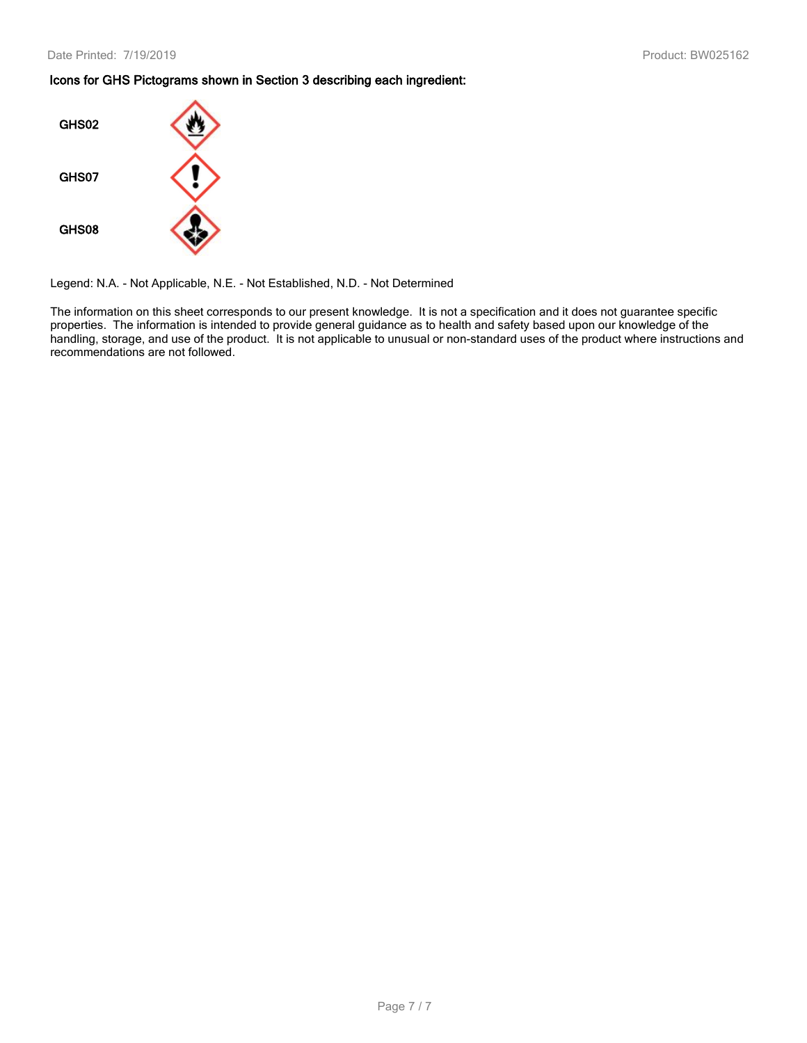**Icons for GHS Pictograms shown in Section 3 describing each ingredient:**

GHS02

GHS07

GHS08

Legend: N.A. - Not Applicable, N.E. - Not Established, N.D. - Not Determined

The information on this sheet corresponds to our present knowledge. It is not a specification and it does not guarantee specific properties. The information is intended to provide general guidance as to health and safety based upon our knowledge of the handling, storage, and use of the product. It is not applicable to unusual or non-standard uses of the product where instructions and recommendations are not followed.